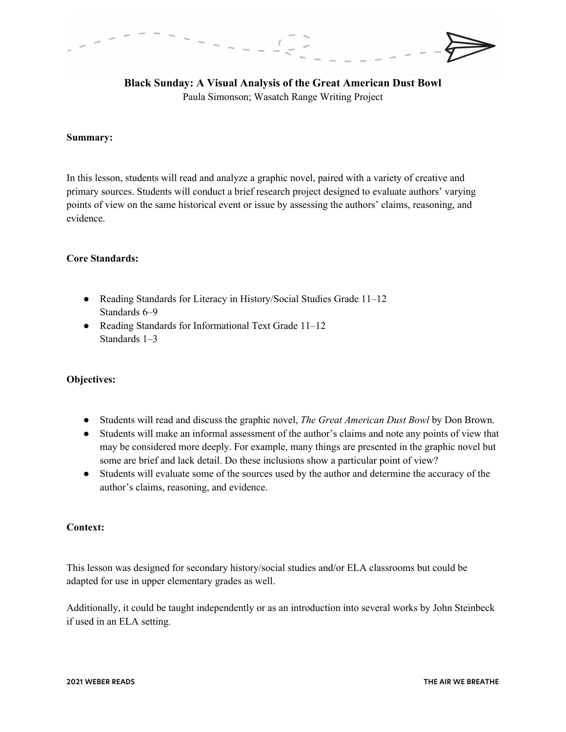# Black Sunday: A Visual Analysis of the Great American Dust Bowl

Paula Simonson; Wasatch Range Writing Project

**Summary:**

In this lesson, students will read and analyze a graphic novel, paired with a variety of creative and primary sources. Students will conduct a brief research project designed to evaluate authors' varying points of view on the same historical event or issue by assessing the authors' claims, reasoning, and evidence.

**Core Standards:**

- Reading Standards for Literacy in History/Social Studies Grade 11–12
  Standards 6–9
- Reading Standards for Informational Text Grade 11–12
  Standards 1–3

**Objectives:**

- Students will read and discuss the graphic novel, *The Great American Dust Bowl* by Don Brown.
- Students will make an informal assessment of the author's claims and note any points of view that may be considered more deeply. For example, many things are presented in the graphic novel but some are brief and lack detail. Do these inclusions show a particular point of view?
- Students will evaluate some of the sources used by the author and determine the accuracy of the author's claims, reasoning, and evidence.

**Context:**

This lesson was designed for secondary history/social studies and/or ELA classrooms but could be adapted for use in upper elementary grades as well.

Additionally, it could be taught independently or as an introduction into several works by John Steinbeck if used in an ELA setting.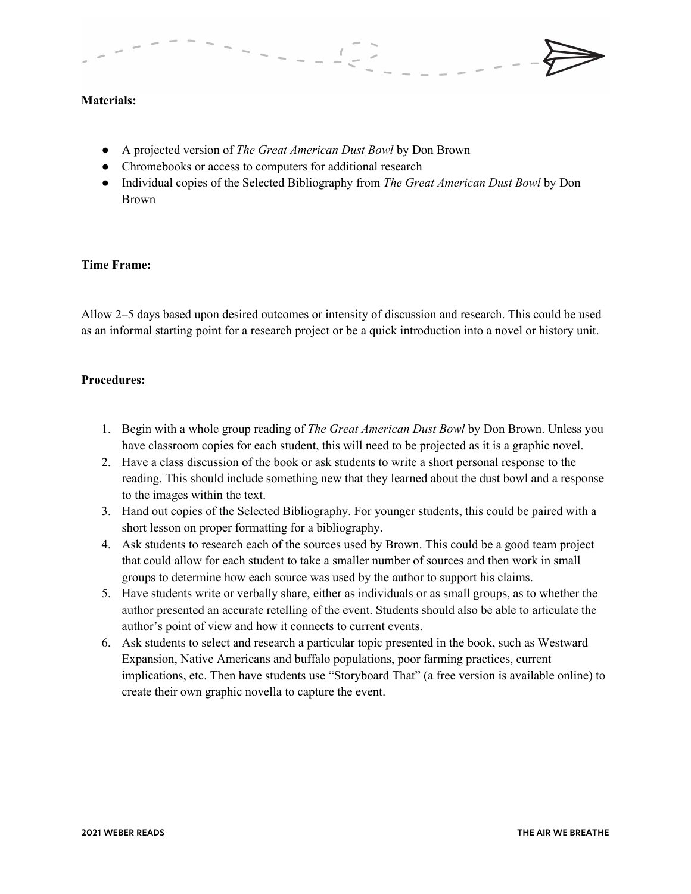**Materials:**

- A projected version of *The Great American Dust Bowl* by Don Brown
- Chromebooks or access to computers for additional research
- Individual copies of the Selected Bibliography from *The Great American Dust Bowl* by Don Brown

**Time Frame:**

Allow 2–5 days based upon desired outcomes or intensity of discussion and research. This could be used as an informal starting point for a research project or be a quick introduction into a novel or history unit.

**Procedures:**

1. Begin with a whole group reading of *The Great American Dust Bowl* by Don Brown. Unless you have classroom copies for each student, this will need to be projected as it is a graphic novel.
2. Have a class discussion of the book or ask students to write a short personal response to the reading. This should include something new that they learned about the dust bowl and a response to the images within the text.
3. Hand out copies of the Selected Bibliography. For younger students, this could be paired with a short lesson on proper formatting for a bibliography.
4. Ask students to research each of the sources used by Brown. This could be a good team project that could allow for each student to take a smaller number of sources and then work in small groups to determine how each source was used by the author to support his claims.
5. Have students write or verbally share, either as individuals or as small groups, as to whether the author presented an accurate retelling of the event. Students should also be able to articulate the author's point of view and how it connects to current events.
6. Ask students to select and research a particular topic presented in the book, such as Westward Expansion, Native Americans and buffalo populations, poor farming practices, current implications, etc. Then have students use "Storyboard That" (a free version is available online) to create their own graphic novella to capture the event.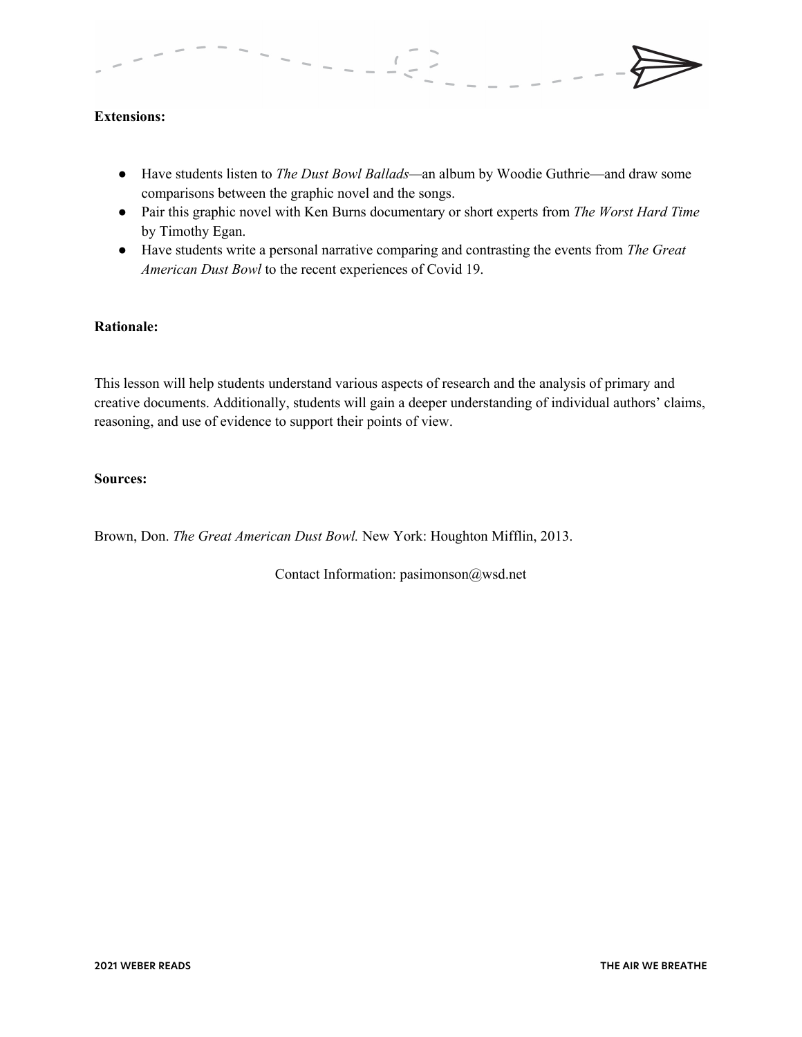**Extensions:**

- Have students listen to *The Dust Bowl Ballads*—an album by Woodie Guthrie—and draw some comparisons between the graphic novel and the songs.
- Pair this graphic novel with Ken Burns documentary or short experts from *The Worst Hard Time* by Timothy Egan.
- Have students write a personal narrative comparing and contrasting the events from *The Great American Dust Bowl* to the recent experiences of Covid 19.

**Rationale:**

This lesson will help students understand various aspects of research and the analysis of primary and creative documents. Additionally, students will gain a deeper understanding of individual authors' claims, reasoning, and use of evidence to support their points of view.

**Sources:**

Brown, Don. *The Great American Dust Bowl.* New York: Houghton Mifflin, 2013.

Contact Information: pasimonson@wsd.net